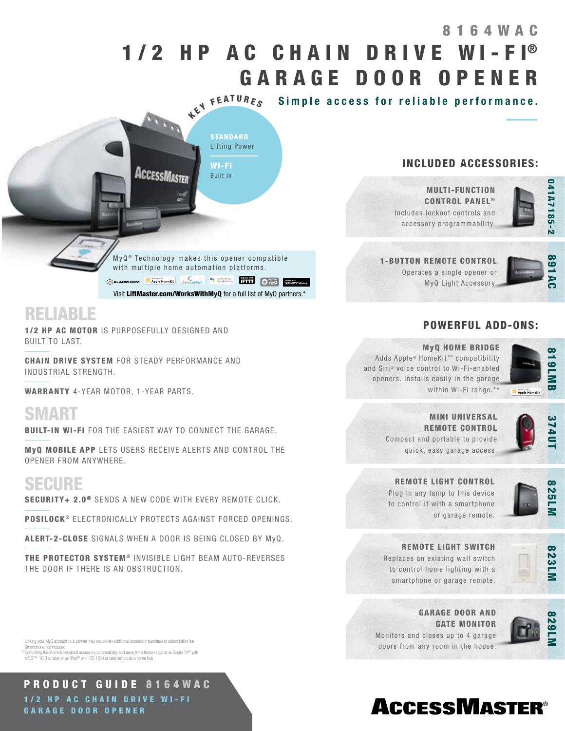# 8164WAC

# 1/2 HP AC CHAIN DRIVE WI-FI® GARAGE DOOR OPENER

**Simple access for reliable performance.**

**KEY FEATURES**

- **STANDARD** Lifting Power
- **WI-FI** Built In

MyQ® Technology makes this opener compatible with multiple home automation platforms.

Visit **LiftMaster.com/WorksWithMyQ** for a full list of MyQ partners.*

## RELIABLE

**1/2 HP AC MOTOR** IS PURPOSEFULLY DESIGNED AND BUILT TO LAST.

**CHAIN DRIVE SYSTEM** FOR STEADY PERFORMANCE AND INDUSTRIAL STRENGTH.

**WARRANTY** 4-YEAR MOTOR, 1-YEAR PARTS.

## SMART

**BUILT-IN WI-FI** FOR THE EASIEST WAY TO CONNECT THE GARAGE.

**MyQ MOBILE APP** LETS USERS RECEIVE ALERTS AND CONTROL THE OPENER FROM ANYWHERE.

## SECURE

**SECURITY+ 2.0®** SENDS A NEW CODE WITH EVERY REMOTE CLICK.

**POSILOCK®** ELECTRONICALLY PROTECTS AGAINST FORCED OPENINGS.

**ALERT-2-CLOSE** SIGNALS WHEN A DOOR IS BEING CLOSED BY MyQ.

**THE PROTECTOR SYSTEM®** INVISIBLE LIGHT BEAM AUTO-REVERSES THE DOOR IF THERE IS AN OBSTRUCTION.

## INCLUDED ACCESSORIES:

**MULTI-FUNCTION CONTROL PANEL®** — 041A7185-2
Includes lockout controls and accessory programmability.

**1-BUTTON REMOTE CONTROL** — 891AC
Operates a single opener or MyQ Light Accessory.

## POWERFUL ADD-ONS:

**MyQ HOME BRIDGE** — 819LMB
Adds Apple® HomeKit™ compatibility and Siri® voice control to Wi-Fi-enabled openers. Installs easily in the garage within Wi-Fi range.**

**MINI UNIVERSAL REMOTE CONTROL** — 374UT
Compact and portable to provide quick, easy garage access.

**REMOTE LIGHT CONTROL** — 825LM
Plug in any lamp to this device to control it with a smartphone or garage remote.

**REMOTE LIGHT SWITCH** — 823LM
Replaces an existing wall switch to control home lighting with a smartphone or garage remote.

**GARAGE DOOR AND GATE MONITOR** — 829LM
Monitors and closes up to 4 garage doors from any room in the house.

*Linking your MyQ account to a partner may require an additional accessory purchase or subscription fee. Smartphone not included.
**Controlling this HomeKit-enabled accessory automatically and away from home requires an Apple TV® with tvOS™ 10.0 or later or an iPad® with iOS 10.0 or later set up as a home hub.

**PRODUCT GUIDE 8164WAC**
1/2 HP AC CHAIN DRIVE WI-FI GARAGE DOOR OPENER

ACCESSMASTER®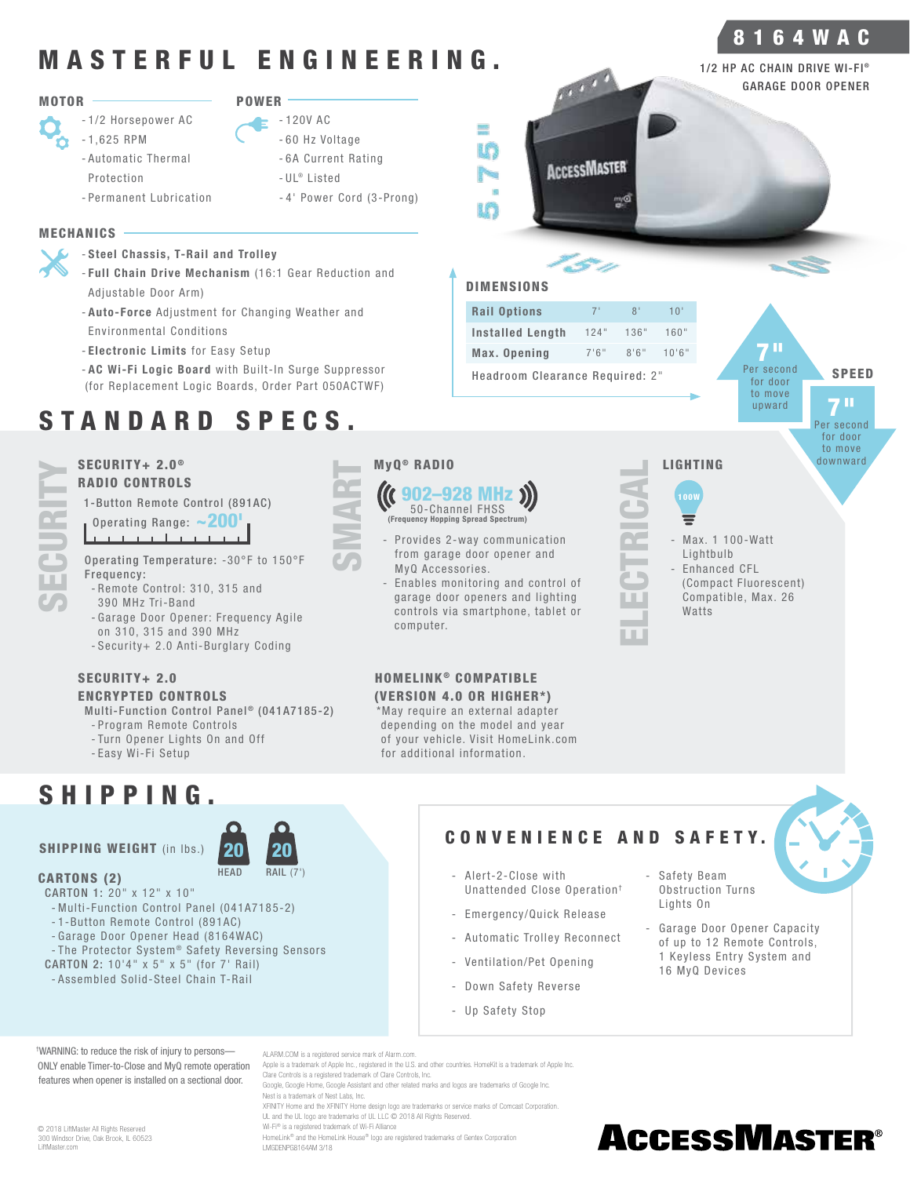# MASTERFUL ENGINEERING.

**8164WAC**

1/2 HP AC CHAIN DRIVE WI-FI® GARAGE DOOR OPENER

### MOTOR

- 1/2 Horsepower AC
- 1,625 RPM
- Automatic Thermal Protection
- Permanent Lubrication

### POWER

- 120V AC
- 60 Hz Voltage
- 6A Current Rating
- UL® Listed
- 4' Power Cord (3-Prong)

### MECHANICS

- **Steel Chassis, T-Rail and Trolley**
- **Full Chain Drive Mechanism** (16:1 Gear Reduction and Adjustable Door Arm)
- **Auto-Force** Adjustment for Changing Weather and Environmental Conditions
- **Electronic Limits** for Easy Setup
- **AC Wi-Fi Logic Board** with Built-In Surge Suppressor (for Replacement Logic Boards, Order Part 050ACTWF)

5.75"

15"

10"

### DIMENSIONS

| Rail Options | 7' | 8' | 10' |
|---|---|---|---|
| Installed Length | 124" | 136" | 160" |
| Max. Opening | 7'6" | 8'6" | 10'6" |

Headroom Clearance Required: 2"

### SPEED

7" Per second for door to move upward

7" Per second for door to move downward

# STANDARD SPECS.

## SECURITY

### SECURITY+ 2.0® RADIO CONTROLS

1-Button Remote Control (891AC)

Operating Range: ~200'

Operating Temperature: -30°F to 150°F

Frequency:
- Remote Control: 310, 315 and 390 MHz Tri-Band
- Garage Door Opener: Frequency Agile on 310, 315 and 390 MHz
- Security+ 2.0 Anti-Burglary Coding

### SECURITY+ 2.0 ENCRYPTED CONTROLS

Multi-Function Control Panel® (041A7185-2)
- Program Remote Controls
- Turn Opener Lights On and Off
- Easy Wi-Fi Setup

## SMART

### MyQ® RADIO

902–928 MHz
50-Channel FHSS
(Frequency Hopping Spread Spectrum)

- Provides 2-way communication from garage door opener and MyQ Accessories.
- Enables monitoring and control of garage door openers and lighting controls via smartphone, tablet or computer.

### HOMELINK® COMPATIBLE (VERSION 4.0 OR HIGHER*)

*May require an external adapter depending on the model and year of your vehicle. Visit HomeLink.com for additional information.

## ELECTRICAL

### LIGHTING

100W

- Max. 1 100-Watt Lightbulb
- Enhanced CFL (Compact Fluorescent) Compatible, Max. 26 Watts

# SHIPPING.

**SHIPPING WEIGHT** (in lbs.)

20 HEAD | 20 RAIL (7')

### CARTONS (2)

CARTON 1: 20" x 12" x 10"
- Multi-Function Control Panel (041A7185-2)
- 1-Button Remote Control (891AC)
- Garage Door Opener Head (8164WAC)
- The Protector System® Safety Reversing Sensors

CARTON 2: 10'4" x 5" x 5" (for 7' Rail)
- Assembled Solid-Steel Chain T-Rail

## CONVENIENCE AND SAFETY.

- Alert-2-Close with Unattended Close Operation†
- Emergency/Quick Release
- Automatic Trolley Reconnect
- Ventilation/Pet Opening
- Down Safety Reverse
- Up Safety Stop
- Safety Beam Obstruction Turns Lights On
- Garage Door Opener Capacity of up to 12 Remote Controls, 1 Keyless Entry System and 16 MyQ Devices

†WARNING: to reduce the risk of injury to persons—ONLY enable Timer-to-Close and MyQ remote operation features when opener is installed on a sectional door.

ALARM.COM is a registered service mark of Alarm.com.
Apple is a trademark of Apple Inc., registered in the U.S. and other countries. HomeKit is a trademark of Apple Inc.
Clare Controls is a registered trademark of Clare Controls, Inc.
Google, Google Home, Google Assistant and other related marks and logos are trademarks of Google Inc.
Nest is a trademark of Nest Labs, Inc.
XFINITY Home and the XFINITY Home design logo are trademarks or service marks of Comcast Corporation.
UL and the UL logo are trademarks of UL LLC © 2018 All Rights Reserved.
Wi-Fi® is a registered trademark of Wi-Fi Alliance
HomeLink® and the HomeLink House® logo are registered trademarks of Gentex Corporation
LMGDENPG8164AM 3/18

© 2018 LiftMaster All Rights Reserved
300 Windsor Drive, Oak Brook, IL 60523
LiftMaster.com

ACCESSMASTER®